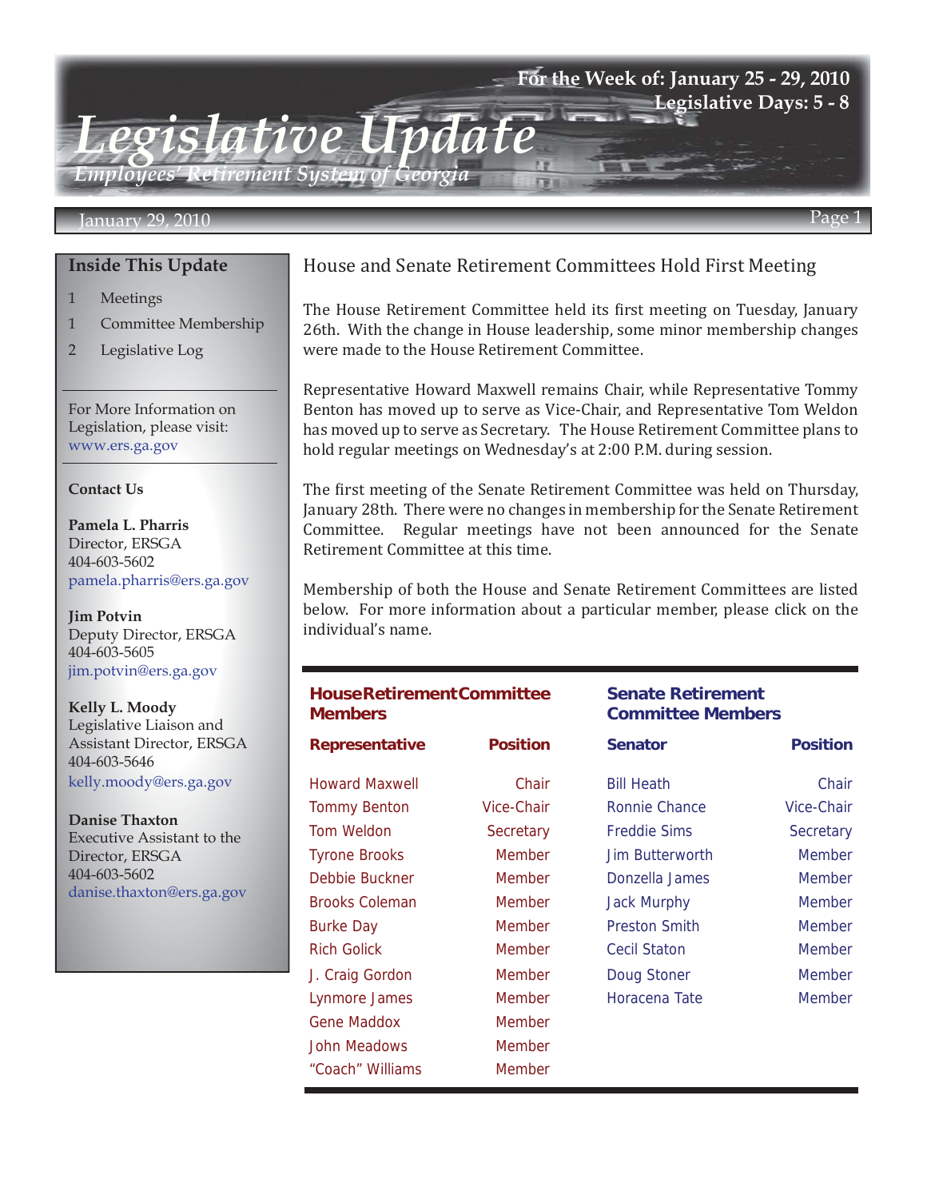# Legislative Update

*Employees' Retirement System of Georgia*

**For the Week of: January 25 - 29, 2010**
**Legislative Days: 5 - 8**

January 29, 2010

## Inside This Update

1 Meetings
1 Committee Membership
2 Legislative Log

For More Information on Legislation, please visit:
www.ers.ga.gov

### Contact Us

**Pamela L. Pharris**
Director, ERSGA
404-603-5602
pamela.pharris@ers.ga.gov

**Jim Potvin**
Deputy Director, ERSGA
404-603-5605
jim.potvin@ers.ga.gov

**Kelly L. Moody**
Legislative Liaison and Assistant Director, ERSGA
404-603-5646
kelly.moody@ers.ga.gov

**Danise Thaxton**
Executive Assistant to the Director, ERSGA
404-603-5602
danise.thaxton@ers.ga.gov

## House and Senate Retirement Committees Hold First Meeting

The House Retirement Committee held its first meeting on Tuesday, January 26th. With the change in House leadership, some minor membership changes were made to the House Retirement Committee.

Representative Howard Maxwell remains Chair, while Representative Tommy Benton has moved up to serve as Vice-Chair, and Representative Tom Weldon has moved up to serve as Secretary. The House Retirement Committee plans to hold regular meetings on Wednesday's at 2:00 P.M. during session.

The first meeting of the Senate Retirement Committee was held on Thursday, January 28th. There were no changes in membership for the Senate Retirement Committee. Regular meetings have not been announced for the Senate Retirement Committee at this time.

Membership of both the House and Senate Retirement Committees are listed below. For more information about a particular member, please click on the individual's name.

### House Retirement Committee Members

| Representative | Position |
|---|---|
| Howard Maxwell | Chair |
| Tommy Benton | Vice-Chair |
| Tom Weldon | Secretary |
| Tyrone Brooks | Member |
| Debbie Buckner | Member |
| Brooks Coleman | Member |
| Burke Day | Member |
| Rich Golick | Member |
| J. Craig Gordon | Member |
| Lynmore James | Member |
| Gene Maddox | Member |
| John Meadows | Member |
| "Coach" Williams | Member |

### Senate Retirement Committee Members

| Senator | Position |
|---|---|
| Bill Heath | Chair |
| Ronnie Chance | Vice-Chair |
| Freddie Sims | Secretary |
| Jim Butterworth | Member |
| Donzella James | Member |
| Jack Murphy | Member |
| Preston Smith | Member |
| Cecil Staton | Member |
| Doug Stoner | Member |
| Horacena Tate | Member |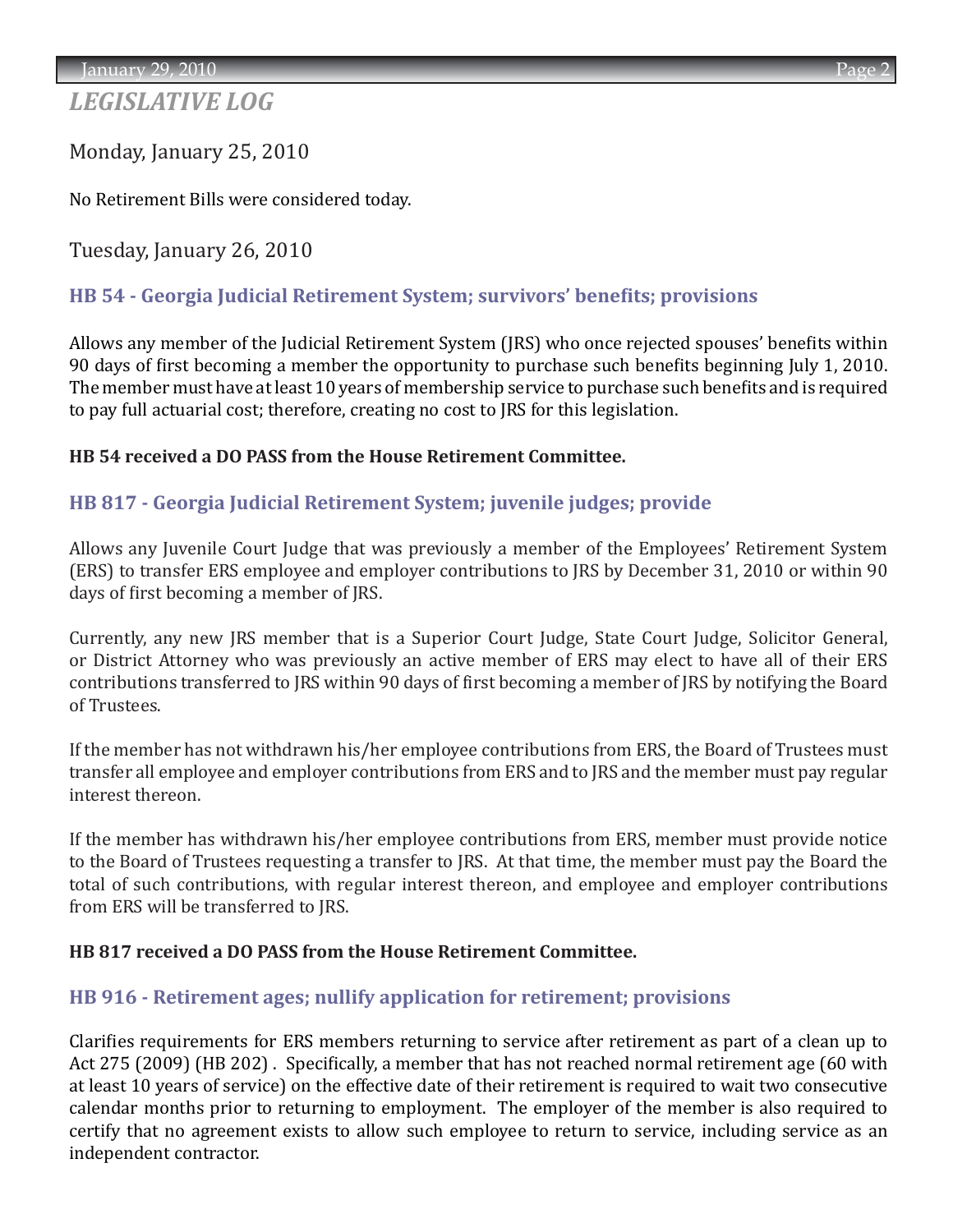## *LEGISLATIVE LOG*

### Monday, January 25, 2010

No Retirement Bills were considered today.

### Tuesday, January 26, 2010

#### HB 54 - Georgia Judicial Retirement System; survivors' benefits; provisions

Allows any member of the Judicial Retirement System (JRS) who once rejected spouses' benefits within 90 days of first becoming a member the opportunity to purchase such benefits beginning July 1, 2010. The member must have at least 10 years of membership service to purchase such benefits and is required to pay full actuarial cost; therefore, creating no cost to JRS for this legislation.

**HB 54 received a DO PASS from the House Retirement Committee.**

#### HB 817 - Georgia Judicial Retirement System; juvenile judges; provide

Allows any Juvenile Court Judge that was previously a member of the Employees' Retirement System (ERS) to transfer ERS employee and employer contributions to JRS by December 31, 2010 or within 90 days of first becoming a member of JRS.

Currently, any new JRS member that is a Superior Court Judge, State Court Judge, Solicitor General, or District Attorney who was previously an active member of ERS may elect to have all of their ERS contributions transferred to JRS within 90 days of first becoming a member of JRS by notifying the Board of Trustees.

If the member has not withdrawn his/her employee contributions from ERS, the Board of Trustees must transfer all employee and employer contributions from ERS and to JRS and the member must pay regular interest thereon.

If the member has withdrawn his/her employee contributions from ERS, member must provide notice to the Board of Trustees requesting a transfer to JRS. At that time, the member must pay the Board the total of such contributions, with regular interest thereon, and employee and employer contributions from ERS will be transferred to JRS.

**HB 817 received a DO PASS from the House Retirement Committee.**

#### HB 916 - Retirement ages; nullify application for retirement; provisions

Clarifies requirements for ERS members returning to service after retirement as part of a clean up to Act 275 (2009) (HB 202) . Specifically, a member that has not reached normal retirement age (60 with at least 10 years of service) on the effective date of their retirement is required to wait two consecutive calendar months prior to returning to employment. The employer of the member is also required to certify that no agreement exists to allow such employee to return to service, including service as an independent contractor.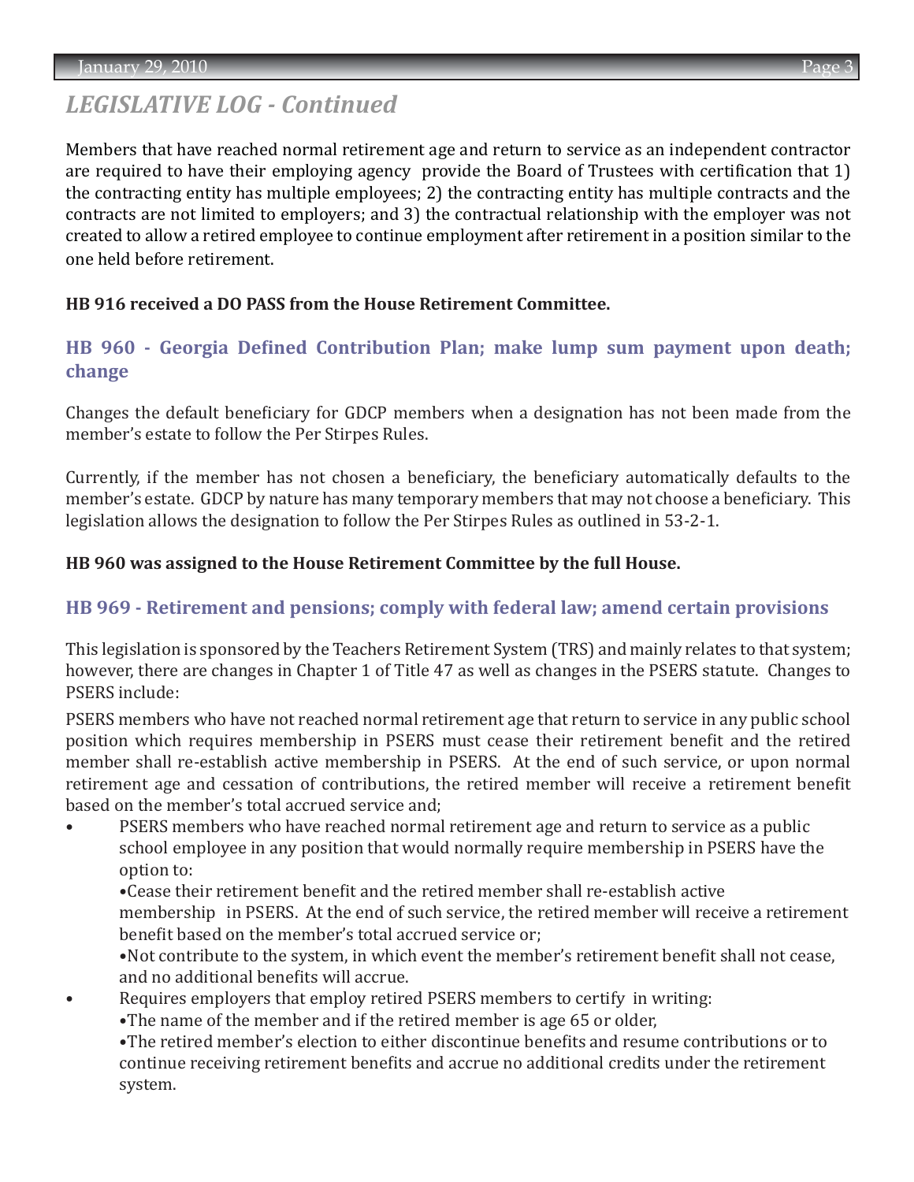## *LEGISLATIVE LOG - Continued*

Members that have reached normal retirement age and return to service as an independent contractor are required to have their employing agency provide the Board of Trustees with certification that 1) the contracting entity has multiple employees; 2) the contracting entity has multiple contracts and the contracts are not limited to employers; and 3) the contractual relationship with the employer was not created to allow a retired employee to continue employment after retirement in a position similar to the one held before retirement.

**HB 916 received a DO PASS from the House Retirement Committee.**

### HB 960 - Georgia Defined Contribution Plan; make lump sum payment upon death; change

Changes the default beneficiary for GDCP members when a designation has not been made from the member's estate to follow the Per Stirpes Rules.

Currently, if the member has not chosen a beneficiary, the beneficiary automatically defaults to the member's estate. GDCP by nature has many temporary members that may not choose a beneficiary. This legislation allows the designation to follow the Per Stirpes Rules as outlined in 53-2-1.

**HB 960 was assigned to the House Retirement Committee by the full House.**

### HB 969 - Retirement and pensions; comply with federal law; amend certain provisions

This legislation is sponsored by the Teachers Retirement System (TRS) and mainly relates to that system; however, there are changes in Chapter 1 of Title 47 as well as changes in the PSERS statute. Changes to PSERS include:

PSERS members who have not reached normal retirement age that return to service in any public school position which requires membership in PSERS must cease their retirement benefit and the retired member shall re-establish active membership in PSERS. At the end of such service, or upon normal retirement age and cessation of contributions, the retired member will receive a retirement benefit based on the member's total accrued service and;

- PSERS members who have reached normal retirement age and return to service as a public school employee in any position that would normally require membership in PSERS have the option to:
  - Cease their retirement benefit and the retired member shall re-establish active membership in PSERS. At the end of such service, the retired member will receive a retirement benefit based on the member's total accrued service or;
  - Not contribute to the system, in which event the member's retirement benefit shall not cease, and no additional benefits will accrue.
- Requires employers that employ retired PSERS members to certify in writing:
  - The name of the member and if the retired member is age 65 or older,
  - The retired member's election to either discontinue benefits and resume contributions or to continue receiving retirement benefits and accrue no additional credits under the retirement system.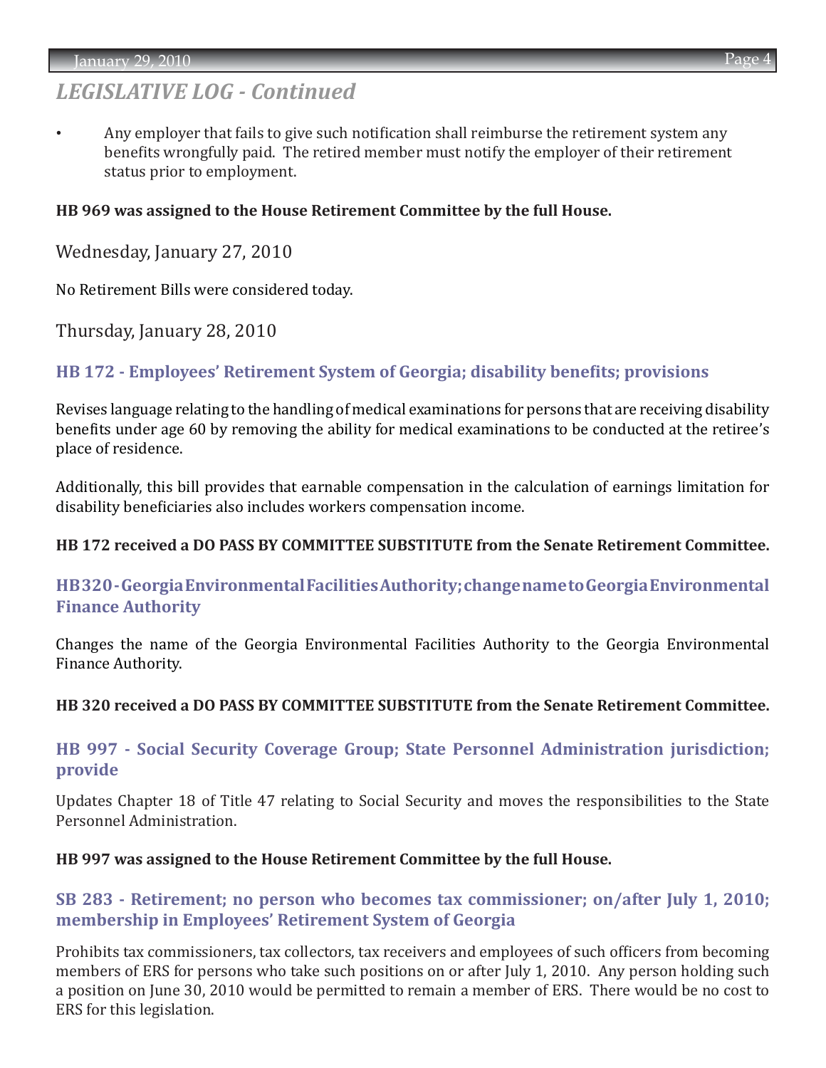## LEGISLATIVE LOG - Continued

- Any employer that fails to give such notification shall reimburse the retirement system any benefits wrongfully paid. The retired member must notify the employer of their retirement status prior to employment.

**HB 969 was assigned to the House Retirement Committee by the full House.**

Wednesday, January 27, 2010

No Retirement Bills were considered today.

Thursday, January 28, 2010

### HB 172 - Employees' Retirement System of Georgia; disability benefits; provisions

Revises language relating to the handling of medical examinations for persons that are receiving disability benefits under age 60 by removing the ability for medical examinations to be conducted at the retiree's place of residence.

Additionally, this bill provides that earnable compensation in the calculation of earnings limitation for disability beneficiaries also includes workers compensation income.

**HB 172 received a DO PASS BY COMMITTEE SUBSTITUTE from the Senate Retirement Committee.**

### HB 320 - Georgia Environmental Facilities Authority; change name to Georgia Environmental Finance Authority

Changes the name of the Georgia Environmental Facilities Authority to the Georgia Environmental Finance Authority.

**HB 320 received a DO PASS BY COMMITTEE SUBSTITUTE from the Senate Retirement Committee.**

### HB 997 - Social Security Coverage Group; State Personnel Administration jurisdiction; provide

Updates Chapter 18 of Title 47 relating to Social Security and moves the responsibilities to the State Personnel Administration.

**HB 997 was assigned to the House Retirement Committee by the full House.**

### SB 283 - Retirement; no person who becomes tax commissioner; on/after July 1, 2010; membership in Employees' Retirement System of Georgia

Prohibits tax commissioners, tax collectors, tax receivers and employees of such officers from becoming members of ERS for persons who take such positions on or after July 1, 2010. Any person holding such a position on June 30, 2010 would be permitted to remain a member of ERS. There would be no cost to ERS for this legislation.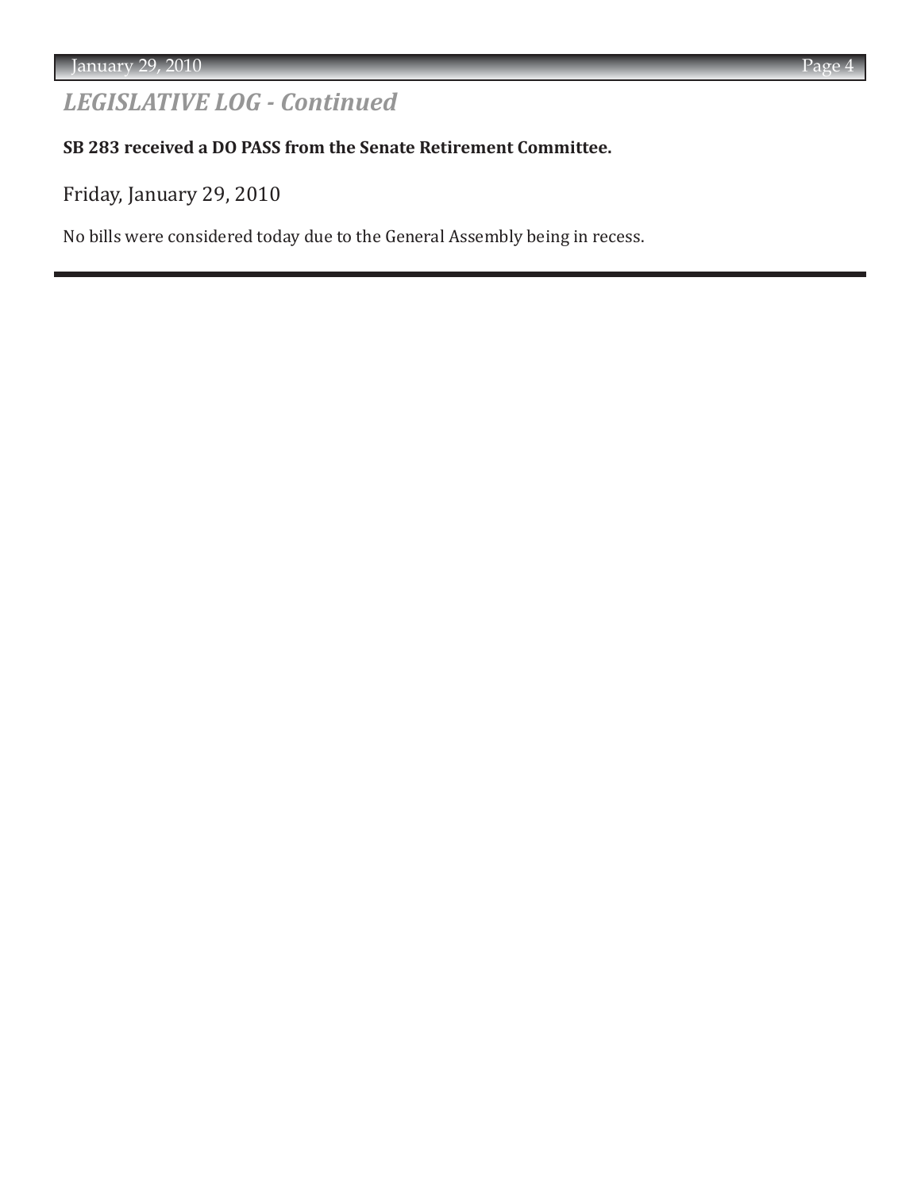## *LEGISLATIVE LOG - Continued*

**SB 283 received a DO PASS from the Senate Retirement Committee.**

### Friday, January 29, 2010

No bills were considered today due to the General Assembly being in recess.